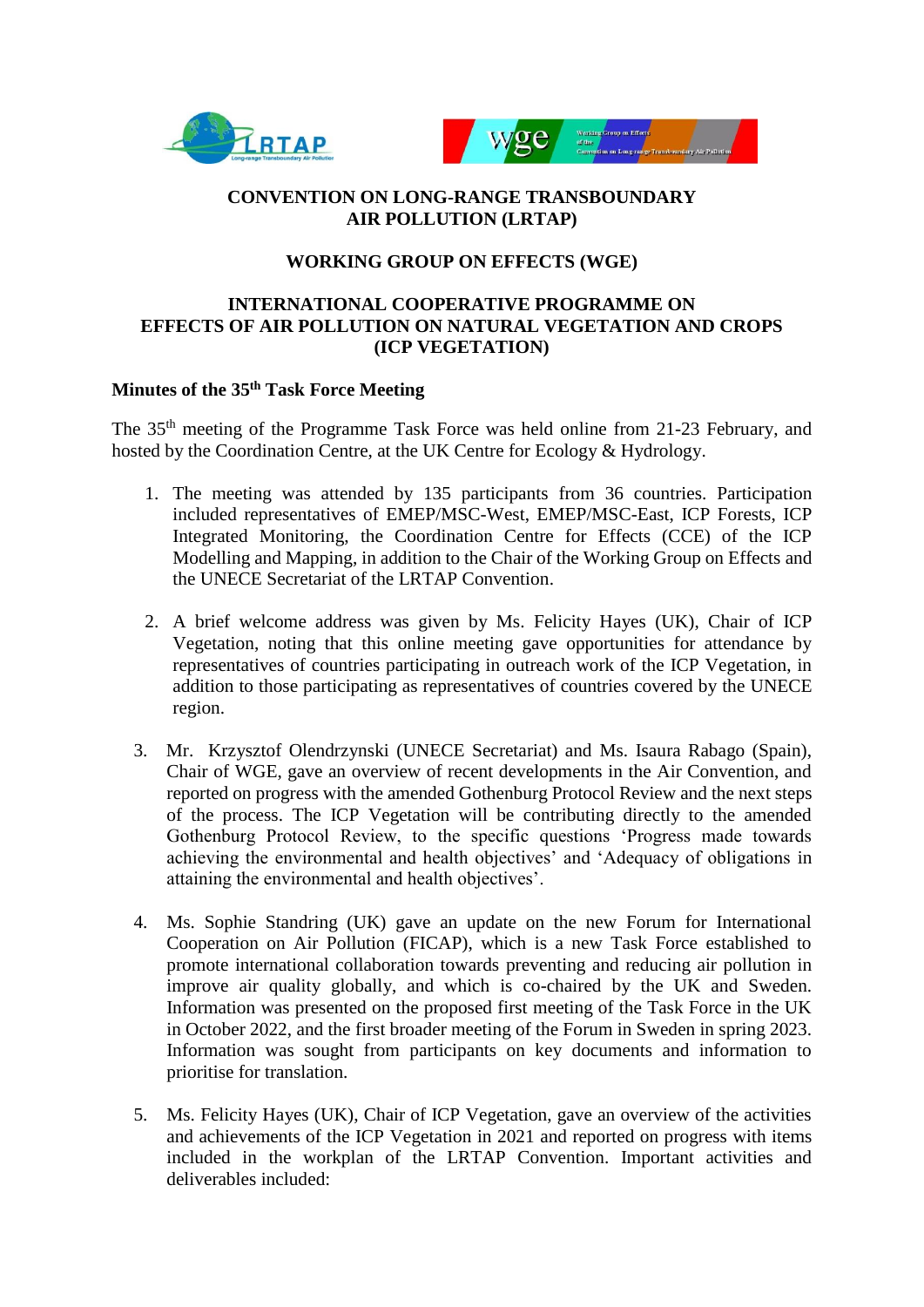**CONVENTION ON LONG-RANGE TRANSBOUNDARY AIR POLLUTION (LRTAP)**

**WORKING GROUP ON EFFECTS (WGE)**

**INTERNATIONAL COOPERATIVE PROGRAMME ON EFFECTS OF AIR POLLUTION ON NATURAL VEGETATION AND CROPS (ICP VEGETATION)**

## Minutes of the 35th Task Force Meeting

The 35th meeting of the Programme Task Force was held online from 21-23 February, and hosted by the Coordination Centre, at the UK Centre for Ecology & Hydrology.

1. The meeting was attended by 135 participants from 36 countries. Participation included representatives of EMEP/MSC-West, EMEP/MSC-East, ICP Forests, ICP Integrated Monitoring, the Coordination Centre for Effects (CCE) of the ICP Modelling and Mapping, in addition to the Chair of the Working Group on Effects and the UNECE Secretariat of the LRTAP Convention.

2. A brief welcome address was given by Ms. Felicity Hayes (UK), Chair of ICP Vegetation, noting that this online meeting gave opportunities for attendance by representatives of countries participating in outreach work of the ICP Vegetation, in addition to those participating as representatives of countries covered by the UNECE region.

3. Mr. Krzysztof Olendrzynski (UNECE Secretariat) and Ms. Isaura Rabago (Spain), Chair of WGE, gave an overview of recent developments in the Air Convention, and reported on progress with the amended Gothenburg Protocol Review and the next steps of the process. The ICP Vegetation will be contributing directly to the amended Gothenburg Protocol Review, to the specific questions 'Progress made towards achieving the environmental and health objectives' and 'Adequacy of obligations in attaining the environmental and health objectives'.

4. Ms. Sophie Standring (UK) gave an update on the new Forum for International Cooperation on Air Pollution (FICAP), which is a new Task Force established to promote international collaboration towards preventing and reducing air pollution in improve air quality globally, and which is co-chaired by the UK and Sweden. Information was presented on the proposed first meeting of the Task Force in the UK in October 2022, and the first broader meeting of the Forum in Sweden in spring 2023. Information was sought from participants on key documents and information to prioritise for translation.

5. Ms. Felicity Hayes (UK), Chair of ICP Vegetation, gave an overview of the activities and achievements of the ICP Vegetation in 2021 and reported on progress with items included in the workplan of the LRTAP Convention. Important activities and deliverables included: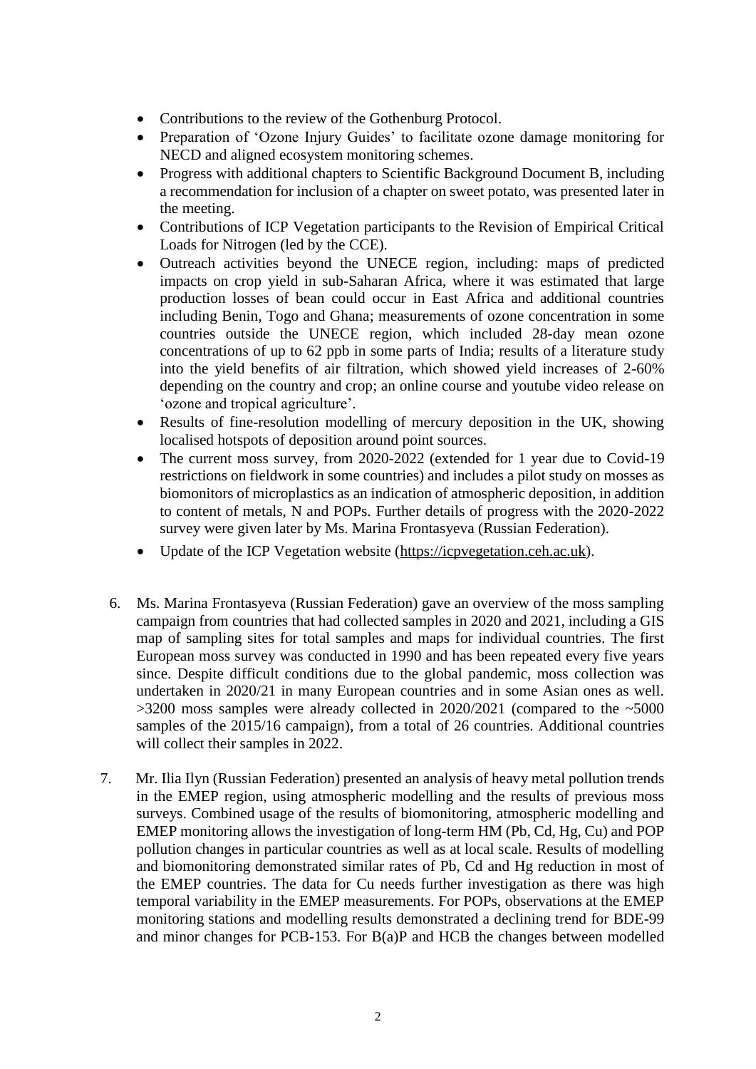- Contributions to the review of the Gothenburg Protocol.
- Preparation of 'Ozone Injury Guides' to facilitate ozone damage monitoring for NECD and aligned ecosystem monitoring schemes.
- Progress with additional chapters to Scientific Background Document B, including a recommendation for inclusion of a chapter on sweet potato, was presented later in the meeting.
- Contributions of ICP Vegetation participants to the Revision of Empirical Critical Loads for Nitrogen (led by the CCE).
- Outreach activities beyond the UNECE region, including: maps of predicted impacts on crop yield in sub-Saharan Africa, where it was estimated that large production losses of bean could occur in East Africa and additional countries including Benin, Togo and Ghana; measurements of ozone concentration in some countries outside the UNECE region, which included 28-day mean ozone concentrations of up to 62 ppb in some parts of India; results of a literature study into the yield benefits of air filtration, which showed yield increases of 2-60% depending on the country and crop; an online course and youtube video release on 'ozone and tropical agriculture'.
- Results of fine-resolution modelling of mercury deposition in the UK, showing localised hotspots of deposition around point sources.
- The current moss survey, from 2020-2022 (extended for 1 year due to Covid-19 restrictions on fieldwork in some countries) and includes a pilot study on mosses as biomonitors of microplastics as an indication of atmospheric deposition, in addition to content of metals, N and POPs. Further details of progress with the 2020-2022 survey were given later by Ms. Marina Frontasyeva (Russian Federation).
- Update of the ICP Vegetation website (https://icpvegetation.ceh.ac.uk).

6. Ms. Marina Frontasyeva (Russian Federation) gave an overview of the moss sampling campaign from countries that had collected samples in 2020 and 2021, including a GIS map of sampling sites for total samples and maps for individual countries. The first European moss survey was conducted in 1990 and has been repeated every five years since. Despite difficult conditions due to the global pandemic, moss collection was undertaken in 2020/21 in many European countries and in some Asian ones as well. >3200 moss samples were already collected in 2020/2021 (compared to the ~5000 samples of the 2015/16 campaign), from a total of 26 countries. Additional countries will collect their samples in 2022.

7. Mr. Ilia Ilyn (Russian Federation) presented an analysis of heavy metal pollution trends in the EMEP region, using atmospheric modelling and the results of previous moss surveys. Combined usage of the results of biomonitoring, atmospheric modelling and EMEP monitoring allows the investigation of long-term HM (Pb, Cd, Hg, Cu) and POP pollution changes in particular countries as well as at local scale. Results of modelling and biomonitoring demonstrated similar rates of Pb, Cd and Hg reduction in most of the EMEP countries. The data for Cu needs further investigation as there was high temporal variability in the EMEP measurements. For POPs, observations at the EMEP monitoring stations and modelling results demonstrated a declining trend for BDE-99 and minor changes for PCB-153. For B(a)P and HCB the changes between modelled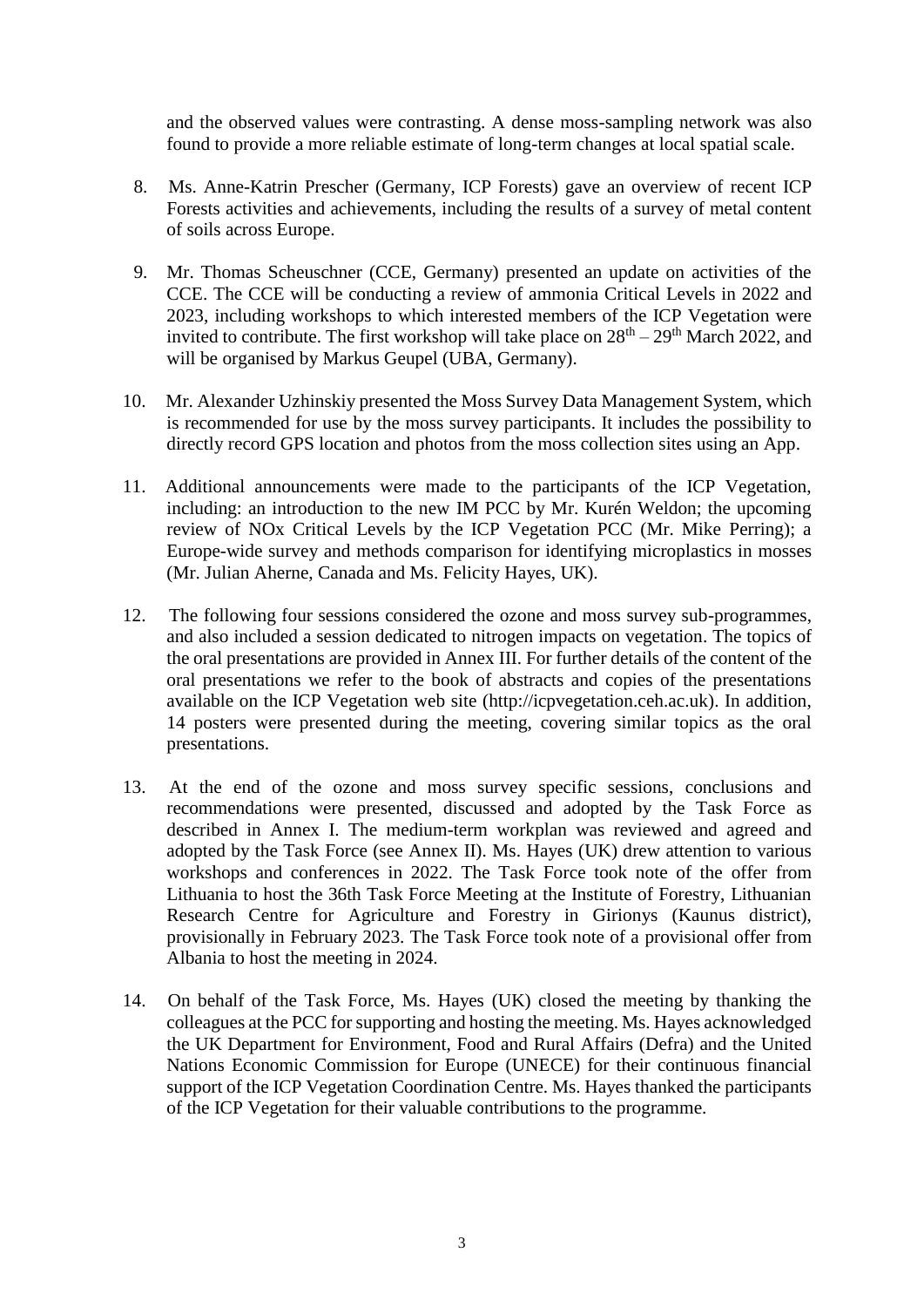and the observed values were contrasting. A dense moss-sampling network was also found to provide a more reliable estimate of long-term changes at local spatial scale.

8. Ms. Anne-Katrin Prescher (Germany, ICP Forests) gave an overview of recent ICP Forests activities and achievements, including the results of a survey of metal content of soils across Europe.

9. Mr. Thomas Scheuschner (CCE, Germany) presented an update on activities of the CCE. The CCE will be conducting a review of ammonia Critical Levels in 2022 and 2023, including workshops to which interested members of the ICP Vegetation were invited to contribute. The first workshop will take place on 28$^{th}$ – 29$^{th}$ March 2022, and will be organised by Markus Geupel (UBA, Germany).

10. Mr. Alexander Uzhinskiy presented the Moss Survey Data Management System, which is recommended for use by the moss survey participants. It includes the possibility to directly record GPS location and photos from the moss collection sites using an App.

11. Additional announcements were made to the participants of the ICP Vegetation, including: an introduction to the new IM PCC by Mr. Kurén Weldon; the upcoming review of NOx Critical Levels by the ICP Vegetation PCC (Mr. Mike Perring); a Europe-wide survey and methods comparison for identifying microplastics in mosses (Mr. Julian Aherne, Canada and Ms. Felicity Hayes, UK).

12. The following four sessions considered the ozone and moss survey sub-programmes, and also included a session dedicated to nitrogen impacts on vegetation. The topics of the oral presentations are provided in Annex III. For further details of the content of the oral presentations we refer to the book of abstracts and copies of the presentations available on the ICP Vegetation web site (http://icpvegetation.ceh.ac.uk). In addition, 14 posters were presented during the meeting, covering similar topics as the oral presentations.

13. At the end of the ozone and moss survey specific sessions, conclusions and recommendations were presented, discussed and adopted by the Task Force as described in Annex I. The medium-term workplan was reviewed and agreed and adopted by the Task Force (see Annex II). Ms. Hayes (UK) drew attention to various workshops and conferences in 2022. The Task Force took note of the offer from Lithuania to host the 36th Task Force Meeting at the Institute of Forestry, Lithuanian Research Centre for Agriculture and Forestry in Girionys (Kaunus district), provisionally in February 2023. The Task Force took note of a provisional offer from Albania to host the meeting in 2024.

14. On behalf of the Task Force, Ms. Hayes (UK) closed the meeting by thanking the colleagues at the PCC for supporting and hosting the meeting. Ms. Hayes acknowledged the UK Department for Environment, Food and Rural Affairs (Defra) and the United Nations Economic Commission for Europe (UNECE) for their continuous financial support of the ICP Vegetation Coordination Centre. Ms. Hayes thanked the participants of the ICP Vegetation for their valuable contributions to the programme.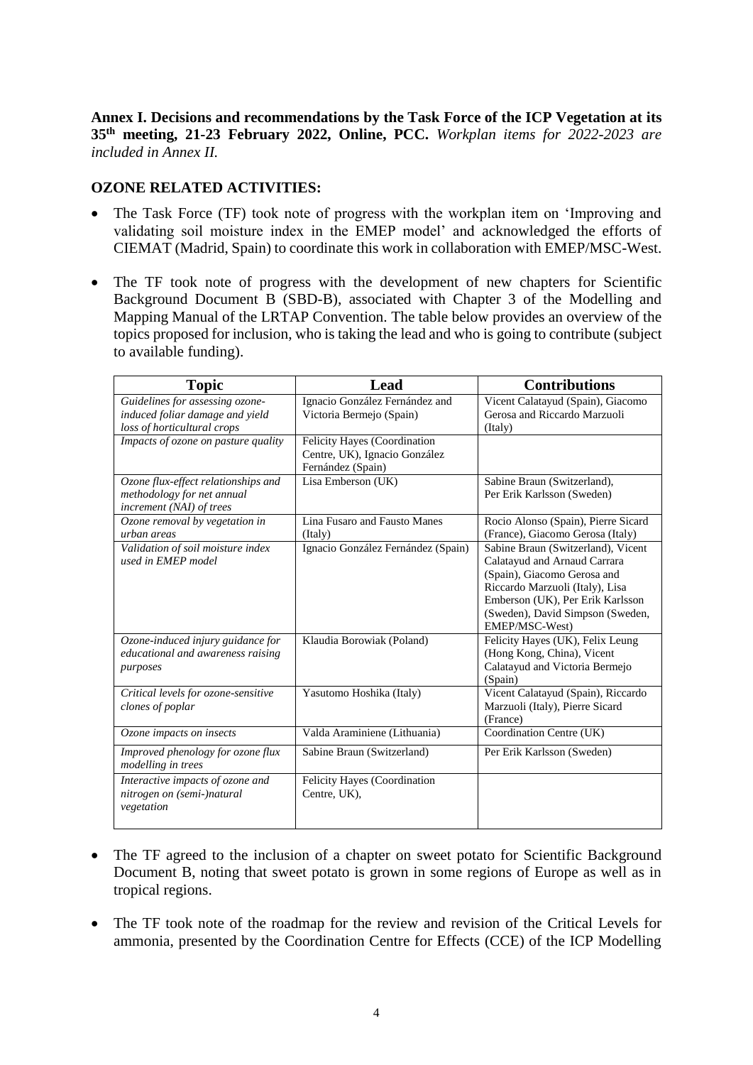**Annex I. Decisions and recommendations by the Task Force of the ICP Vegetation at its 35th meeting, 21-23 February 2022, Online, PCC.** *Workplan items for 2022-2023 are included in Annex II.*

## OZONE RELATED ACTIVITIES:

- The Task Force (TF) took note of progress with the workplan item on 'Improving and validating soil moisture index in the EMEP model' and acknowledged the efforts of CIEMAT (Madrid, Spain) to coordinate this work in collaboration with EMEP/MSC-West.
- The TF took note of progress with the development of new chapters for Scientific Background Document B (SBD-B), associated with Chapter 3 of the Modelling and Mapping Manual of the LRTAP Convention. The table below provides an overview of the topics proposed for inclusion, who is taking the lead and who is going to contribute (subject to available funding).

| Topic | Lead | Contributions |
|---|---|---|
| *Guidelines for assessing ozone-induced foliar damage and yield loss of horticultural crops* | Ignacio González Fernández and Victoria Bermejo (Spain) | Vicent Calatayud (Spain), Giacomo Gerosa and Riccardo Marzuoli (Italy) |
| *Impacts of ozone on pasture quality* | Felicity Hayes (Coordination Centre, UK), Ignacio González Fernández (Spain) | |
| *Ozone flux-effect relationships and methodology for net annual increment (NAI) of trees* | Lisa Emberson (UK) | Sabine Braun (Switzerland), Per Erik Karlsson (Sweden) |
| *Ozone removal by vegetation in urban areas* | Lina Fusaro and Fausto Manes (Italy) | Rocio Alonso (Spain), Pierre Sicard (France), Giacomo Gerosa (Italy) |
| *Validation of soil moisture index used in EMEP model* | Ignacio González Fernández (Spain) | Sabine Braun (Switzerland), Vicent Calatayud and Arnaud Carrara (Spain), Giacomo Gerosa and Riccardo Marzuoli (Italy), Lisa Emberson (UK), Per Erik Karlsson (Sweden), David Simpson (Sweden, EMEP/MSC-West) |
| *Ozone-induced injury guidance for educational and awareness raising purposes* | Klaudia Borowiak (Poland) | Felicity Hayes (UK), Felix Leung (Hong Kong, China), Vicent Calatayud and Victoria Bermejo (Spain) |
| *Critical levels for ozone-sensitive clones of poplar* | Yasutomo Hoshika (Italy) | Vicent Calatayud (Spain), Riccardo Marzuoli (Italy), Pierre Sicard (France) |
| *Ozone impacts on insects* | Valda Araminiene (Lithuania) | Coordination Centre (UK) |
| *Improved phenology for ozone flux modelling in trees* | Sabine Braun (Switzerland) | Per Erik Karlsson (Sweden) |
| *Interactive impacts of ozone and nitrogen on (semi-)natural vegetation* | Felicity Hayes (Coordination Centre, UK), | |

- The TF agreed to the inclusion of a chapter on sweet potato for Scientific Background Document B, noting that sweet potato is grown in some regions of Europe as well as in tropical regions.
- The TF took note of the roadmap for the review and revision of the Critical Levels for ammonia, presented by the Coordination Centre for Effects (CCE) of the ICP Modelling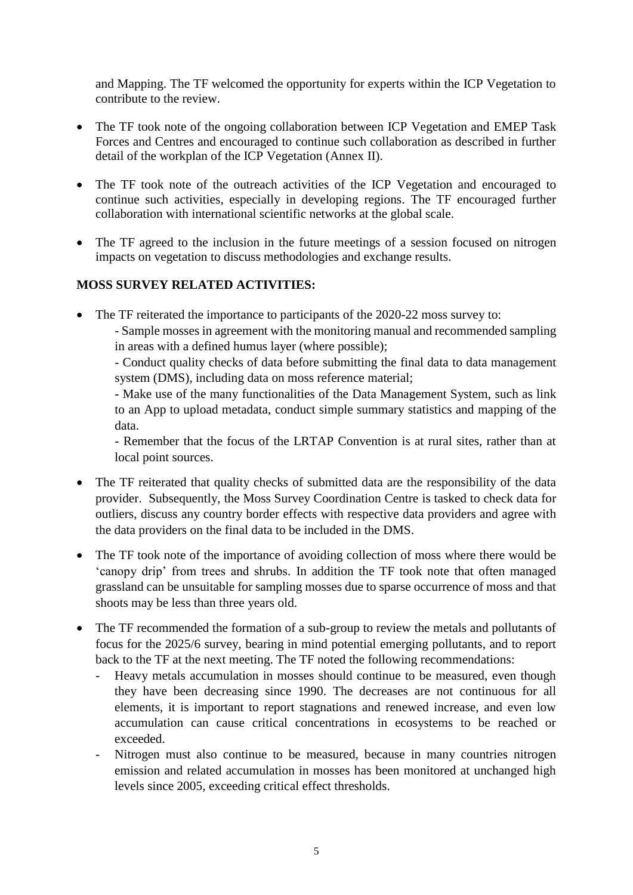and Mapping. The TF welcomed the opportunity for experts within the ICP Vegetation to contribute to the review.

- The TF took note of the ongoing collaboration between ICP Vegetation and EMEP Task Forces and Centres and encouraged to continue such collaboration as described in further detail of the workplan of the ICP Vegetation (Annex II).
- The TF took note of the outreach activities of the ICP Vegetation and encouraged to continue such activities, especially in developing regions. The TF encouraged further collaboration with international scientific networks at the global scale.
- The TF agreed to the inclusion in the future meetings of a session focused on nitrogen impacts on vegetation to discuss methodologies and exchange results.

**MOSS SURVEY RELATED ACTIVITIES:**

- The TF reiterated the importance to participants of the 2020-22 moss survey to:
  - Sample mosses in agreement with the monitoring manual and recommended sampling in areas with a defined humus layer (where possible);
  - Conduct quality checks of data before submitting the final data to data management system (DMS), including data on moss reference material;
  - Make use of the many functionalities of the Data Management System, such as link to an App to upload metadata, conduct simple summary statistics and mapping of the data.
  - Remember that the focus of the LRTAP Convention is at rural sites, rather than at local point sources.
- The TF reiterated that quality checks of submitted data are the responsibility of the data provider. Subsequently, the Moss Survey Coordination Centre is tasked to check data for outliers, discuss any country border effects with respective data providers and agree with the data providers on the final data to be included in the DMS.
- The TF took note of the importance of avoiding collection of moss where there would be 'canopy drip' from trees and shrubs. In addition the TF took note that often managed grassland can be unsuitable for sampling mosses due to sparse occurrence of moss and that shoots may be less than three years old.
- The TF recommended the formation of a sub-group to review the metals and pollutants of focus for the 2025/6 survey, bearing in mind potential emerging pollutants, and to report back to the TF at the next meeting. The TF noted the following recommendations:
  - Heavy metals accumulation in mosses should continue to be measured, even though they have been decreasing since 1990. The decreases are not continuous for all elements, it is important to report stagnations and renewed increase, and even low accumulation can cause critical concentrations in ecosystems to be reached or exceeded.
  - Nitrogen must also continue to be measured, because in many countries nitrogen emission and related accumulation in mosses has been monitored at unchanged high levels since 2005, exceeding critical effect thresholds.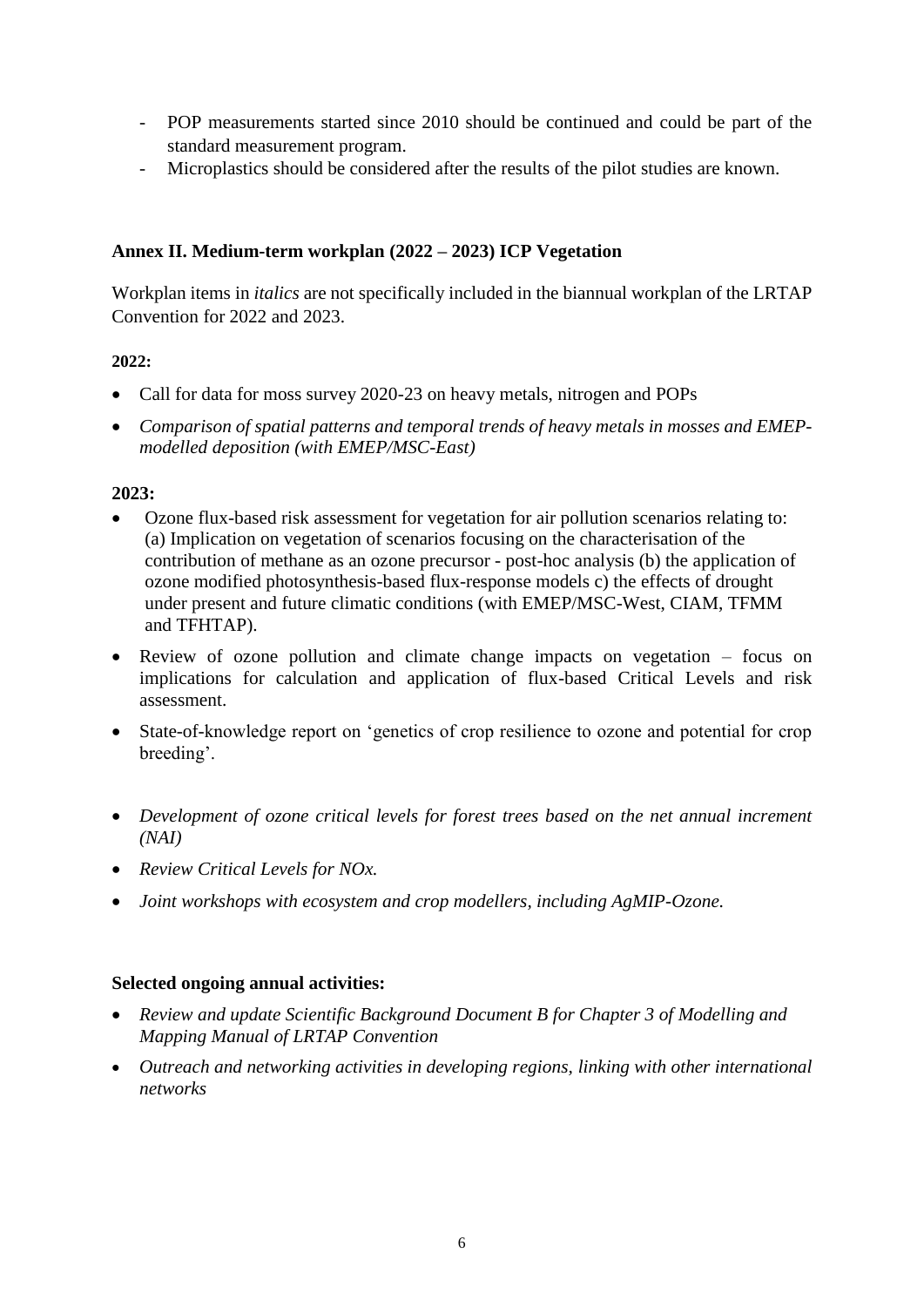- POP measurements started since 2010 should be continued and could be part of the standard measurement program.
- Microplastics should be considered after the results of the pilot studies are known.

## Annex II. Medium-term workplan (2022 – 2023) ICP Vegetation

Workplan items in *italics* are not specifically included in the biannual workplan of the LRTAP Convention for 2022 and 2023.

**2022:**

- Call for data for moss survey 2020-23 on heavy metals, nitrogen and POPs
- *Comparison of spatial patterns and temporal trends of heavy metals in mosses and EMEP-modelled deposition (with EMEP/MSC-East)*

**2023:**

- Ozone flux-based risk assessment for vegetation for air pollution scenarios relating to: (a) Implication on vegetation of scenarios focusing on the characterisation of the contribution of methane as an ozone precursor - post-hoc analysis (b) the application of ozone modified photosynthesis-based flux-response models c) the effects of drought under present and future climatic conditions (with EMEP/MSC-West, CIAM, TFMM and TFHTAP).
- Review of ozone pollution and climate change impacts on vegetation – focus on implications for calculation and application of flux-based Critical Levels and risk assessment.
- State-of-knowledge report on 'genetics of crop resilience to ozone and potential for crop breeding'.
- *Development of ozone critical levels for forest trees based on the net annual increment (NAI)*
- *Review Critical Levels for NOx.*
- *Joint workshops with ecosystem and crop modellers, including AgMIP-Ozone.*

**Selected ongoing annual activities:**

- *Review and update Scientific Background Document B for Chapter 3 of Modelling and Mapping Manual of LRTAP Convention*
- *Outreach and networking activities in developing regions, linking with other international networks*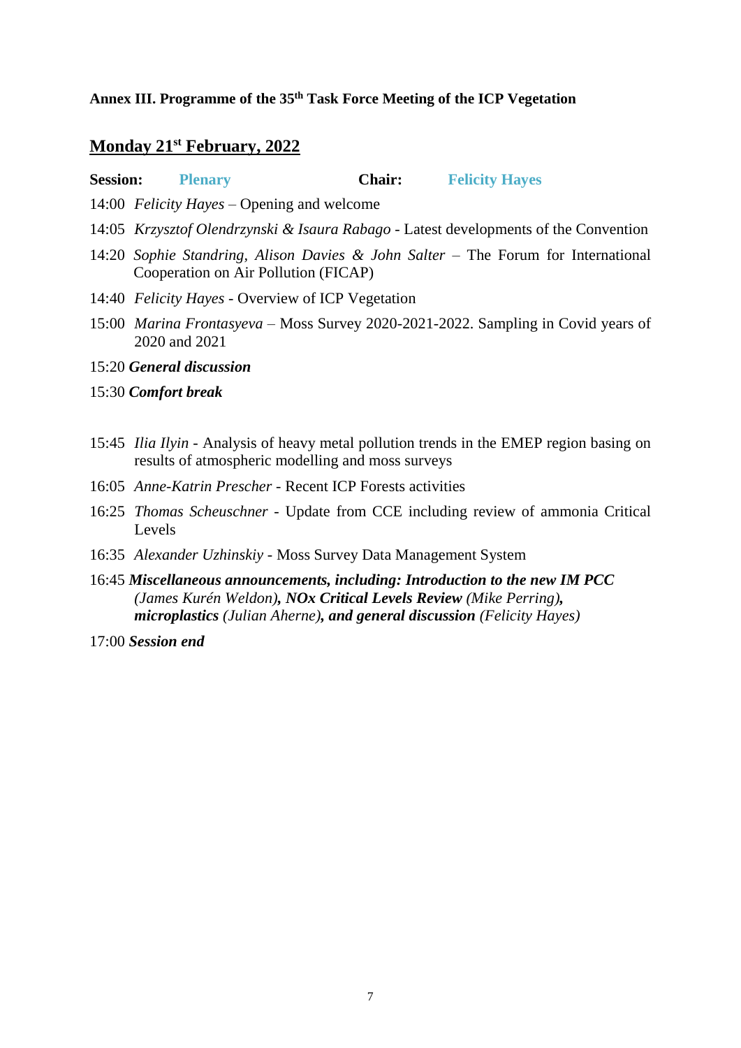**Annex III. Programme of the 35th Task Force Meeting of the ICP Vegetation**

## Monday 21st February, 2022

**Session:** **Plenary** **Chair:** **Felicity Hayes**

14:00 *Felicity Hayes* – Opening and welcome

14:05 *Krzysztof Olendrzynski & Isaura Rabago* - Latest developments of the Convention

14:20 *Sophie Standring, Alison Davies & John Salter* – The Forum for International Cooperation on Air Pollution (FICAP)

14:40 *Felicity Hayes* - Overview of ICP Vegetation

15:00 *Marina Frontasyeva* – Moss Survey 2020-2021-2022. Sampling in Covid years of 2020 and 2021

15:20 ***General discussion***

15:30 ***Comfort break***

15:45 *Ilia Ilyin* - Analysis of heavy metal pollution trends in the EMEP region basing on results of atmospheric modelling and moss surveys

16:05 *Anne-Katrin Prescher* - Recent ICP Forests activities

16:25 *Thomas Scheuschner* - Update from CCE including review of ammonia Critical Levels

16:35 *Alexander Uzhinskiy* - Moss Survey Data Management System

16:45 ***Miscellaneous announcements, including: Introduction to the new IM PCC*** *(James Kurén Weldon)****, NOx Critical Levels Review*** *(Mike Perring)****, microplastics*** *(Julian Aherne)****, and general discussion*** *(Felicity Hayes)*

17:00 ***Session end***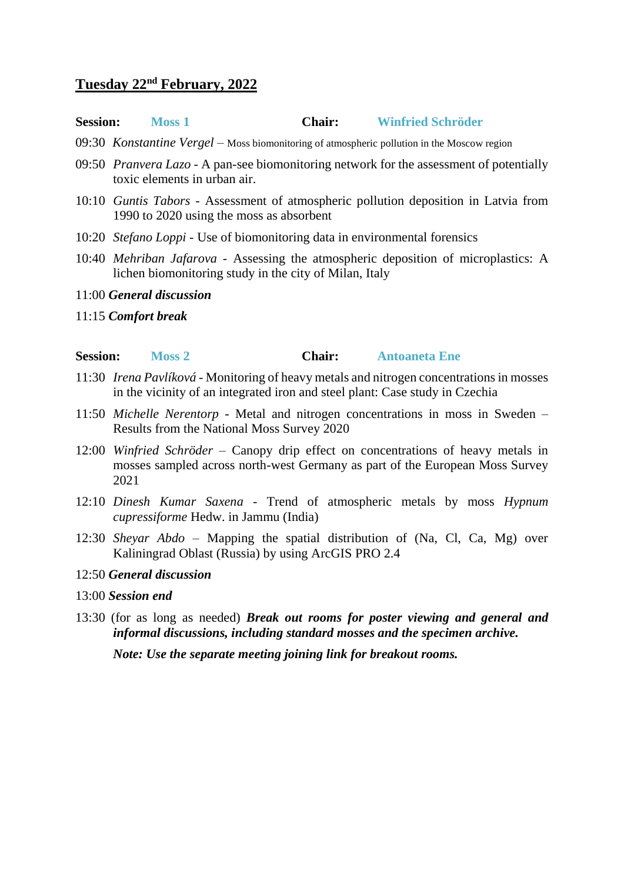## Tuesday 22nd February, 2022

**Session:** **Moss 1** **Chair:** **Winfried Schröder**

09:30 *Konstantine Vergel* – Moss biomonitoring of atmospheric pollution in the Moscow region

09:50 *Pranvera Lazo* - A pan-see biomonitoring network for the assessment of potentially toxic elements in urban air.

10:10 *Guntis Tabors* - Assessment of atmospheric pollution deposition in Latvia from 1990 to 2020 using the moss as absorbent

10:20 *Stefano Loppi* - Use of biomonitoring data in environmental forensics

10:40 *Mehriban Jafarova* - Assessing the atmospheric deposition of microplastics: A lichen biomonitoring study in the city of Milan, Italy

11:00 ***General discussion***

11:15 ***Comfort break***

**Session:** **Moss 2** **Chair:** **Antoaneta Ene**

11:30 *Irena Pavlíková* - Monitoring of heavy metals and nitrogen concentrations in mosses in the vicinity of an integrated iron and steel plant: Case study in Czechia

11:50 *Michelle Nerentorp* - Metal and nitrogen concentrations in moss in Sweden – Results from the National Moss Survey 2020

12:00 *Winfried Schröder* – Canopy drip effect on concentrations of heavy metals in mosses sampled across north-west Germany as part of the European Moss Survey 2021

12:10 *Dinesh Kumar Saxena* - Trend of atmospheric metals by moss *Hypnum cupressiforme* Hedw. in Jammu (India)

12:30 *Sheyar Abdo* – Mapping the spatial distribution of (Na, Cl, Ca, Mg) over Kaliningrad Oblast (Russia) by using ArcGIS PRO 2.4

12:50 ***General discussion***

13:00 ***Session end***

13:30 (for as long as needed) ***Break out rooms for poster viewing and general and informal discussions, including standard mosses and the specimen archive.***

***Note: Use the separate meeting joining link for breakout rooms.***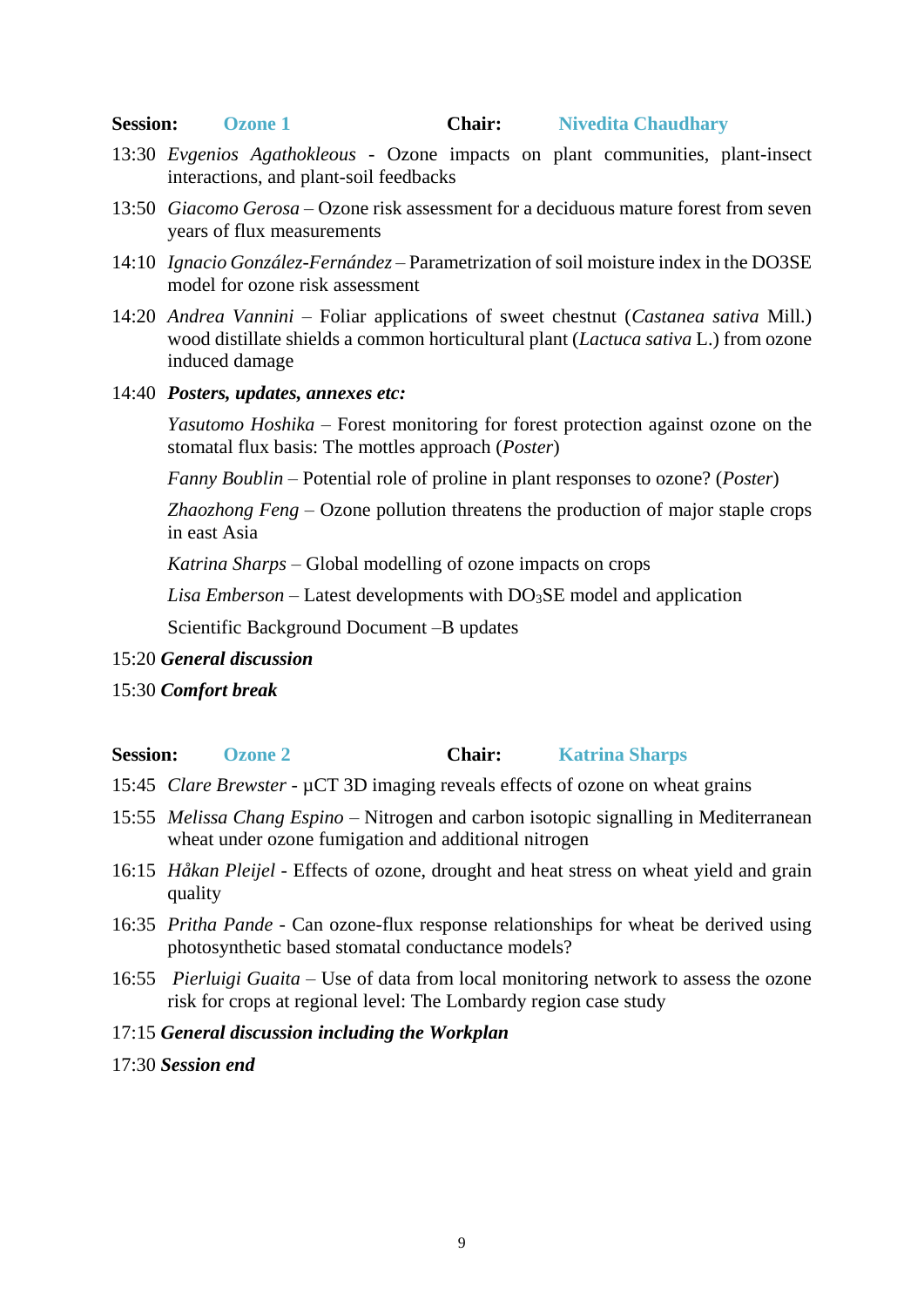**Session:** **Ozone 1** **Chair:** **Nivedita Chaudhary**

13:30 *Evgenios Agathokleous* - Ozone impacts on plant communities, plant-insect interactions, and plant-soil feedbacks

13:50 *Giacomo Gerosa* – Ozone risk assessment for a deciduous mature forest from seven years of flux measurements

14:10 *Ignacio González-Fernández* – Parametrization of soil moisture index in the DO3SE model for ozone risk assessment

14:20 *Andrea Vannini* – Foliar applications of sweet chestnut (*Castanea sativa* Mill.) wood distillate shields a common horticultural plant (*Lactuca sativa* L.) from ozone induced damage

14:40 ***Posters, updates, annexes etc:***

*Yasutomo Hoshika* – Forest monitoring for forest protection against ozone on the stomatal flux basis: The mottles approach (*Poster*)

*Fanny Boublin* – Potential role of proline in plant responses to ozone? (*Poster*)

*Zhaozhong Feng* – Ozone pollution threatens the production of major staple crops in east Asia

*Katrina Sharps* – Global modelling of ozone impacts on crops

*Lisa Emberson* – Latest developments with $DO_3SE$ model and application

Scientific Background Document –B updates

15:20 ***General discussion***

15:30 ***Comfort break***

**Session:** **Ozone 2** **Chair:** **Katrina Sharps**

15:45 *Clare Brewster* - µCT 3D imaging reveals effects of ozone on wheat grains

15:55 *Melissa Chang Espino* – Nitrogen and carbon isotopic signalling in Mediterranean wheat under ozone fumigation and additional nitrogen

16:15 *Håkan Pleijel* - Effects of ozone, drought and heat stress on wheat yield and grain quality

16:35 *Pritha Pande* - Can ozone-flux response relationships for wheat be derived using photosynthetic based stomatal conductance models?

16:55 *Pierluigi Guaita* – Use of data from local monitoring network to assess the ozone risk for crops at regional level: The Lombardy region case study

17:15 ***General discussion including the Workplan***

17:30 ***Session end***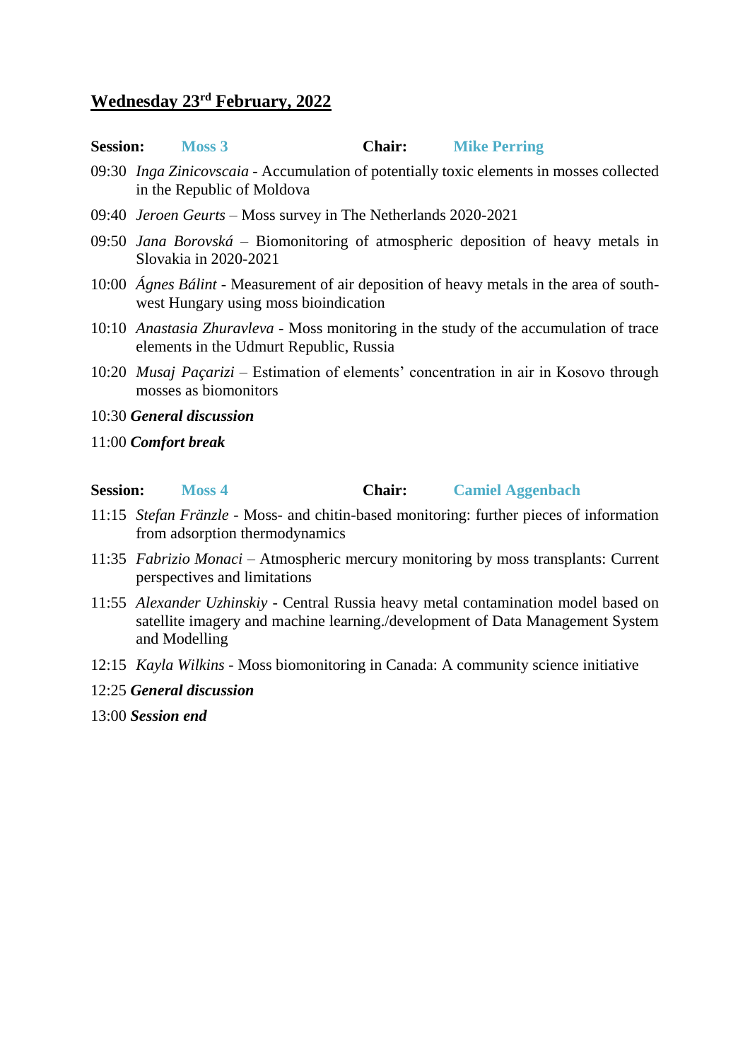## Wednesday 23rd February, 2022

**Session:** **Moss 3** **Chair:** **Mike Perring**

09:30 *Inga Zinicovscaia* - Accumulation of potentially toxic elements in mosses collected in the Republic of Moldova

09:40 *Jeroen Geurts* – Moss survey in The Netherlands 2020-2021

09:50 *Jana Borovská* – Biomonitoring of atmospheric deposition of heavy metals in Slovakia in 2020-2021

10:00 *Ágnes Bálint* - Measurement of air deposition of heavy metals in the area of south-west Hungary using moss bioindication

10:10 *Anastasia Zhuravleva* - Moss monitoring in the study of the accumulation of trace elements in the Udmurt Republic, Russia

10:20 *Musaj Paçarizi* – Estimation of elements' concentration in air in Kosovo through mosses as biomonitors

10:30 ***General discussion***

11:00 ***Comfort break***

**Session:** **Moss 4** **Chair:** **Camiel Aggenbach**

11:15 *Stefan Fränzle* - Moss- and chitin-based monitoring: further pieces of information from adsorption thermodynamics

11:35 *Fabrizio Monaci* – Atmospheric mercury monitoring by moss transplants: Current perspectives and limitations

11:55 *Alexander Uzhinskiy* - Central Russia heavy metal contamination model based on satellite imagery and machine learning./development of Data Management System and Modelling

12:15 *Kayla Wilkins* - Moss biomonitoring in Canada: A community science initiative

12:25 ***General discussion***

13:00 ***Session end***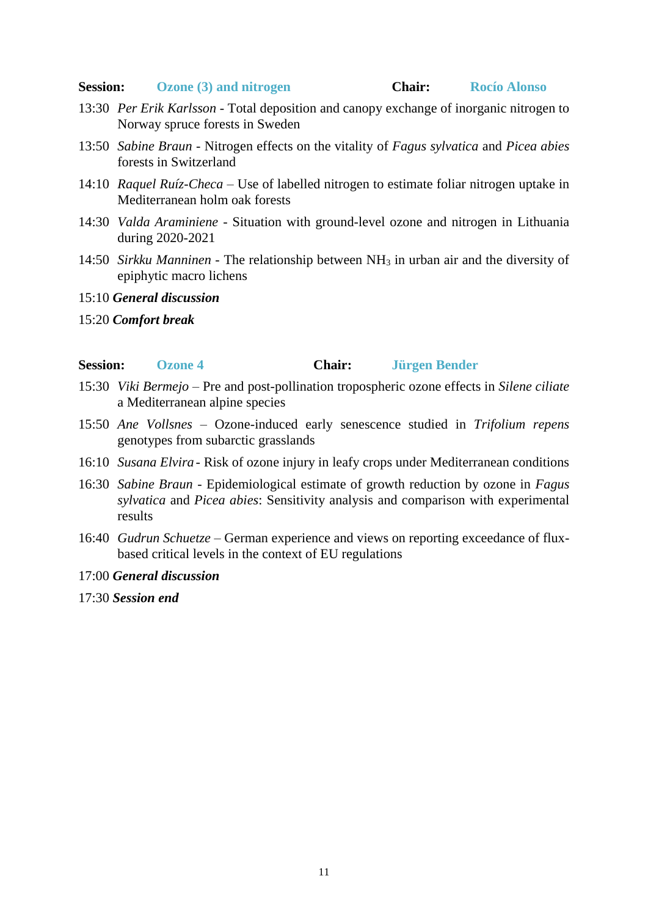**Session:** **Ozone (3) and nitrogen** **Chair:** **Rocío Alonso**

13:30 *Per Erik Karlsson* - Total deposition and canopy exchange of inorganic nitrogen to Norway spruce forests in Sweden

13:50 *Sabine Braun* - Nitrogen effects on the vitality of *Fagus sylvatica* and *Picea abies* forests in Switzerland

14:10 *Raquel Ruíz-Checa* – Use of labelled nitrogen to estimate foliar nitrogen uptake in Mediterranean holm oak forests

14:30 *Valda Araminiene* - Situation with ground-level ozone and nitrogen in Lithuania during 2020-2021

14:50 *Sirkku Manninen* - The relationship between $NH_3$ in urban air and the diversity of epiphytic macro lichens

15:10 ***General discussion***

15:20 ***Comfort break***

**Session:** **Ozone 4** **Chair:** **Jürgen Bender**

15:30 *Viki Bermejo* – Pre and post-pollination tropospheric ozone effects in *Silene ciliate* a Mediterranean alpine species

15:50 *Ane Vollsnes* – Ozone-induced early senescence studied in *Trifolium repens* genotypes from subarctic grasslands

16:10 *Susana Elvira* - Risk of ozone injury in leafy crops under Mediterranean conditions

16:30 *Sabine Braun* - Epidemiological estimate of growth reduction by ozone in *Fagus sylvatica* and *Picea abies*: Sensitivity analysis and comparison with experimental results

16:40 *Gudrun Schuetze* – German experience and views on reporting exceedance of flux-based critical levels in the context of EU regulations

17:00 ***General discussion***

17:30 ***Session end***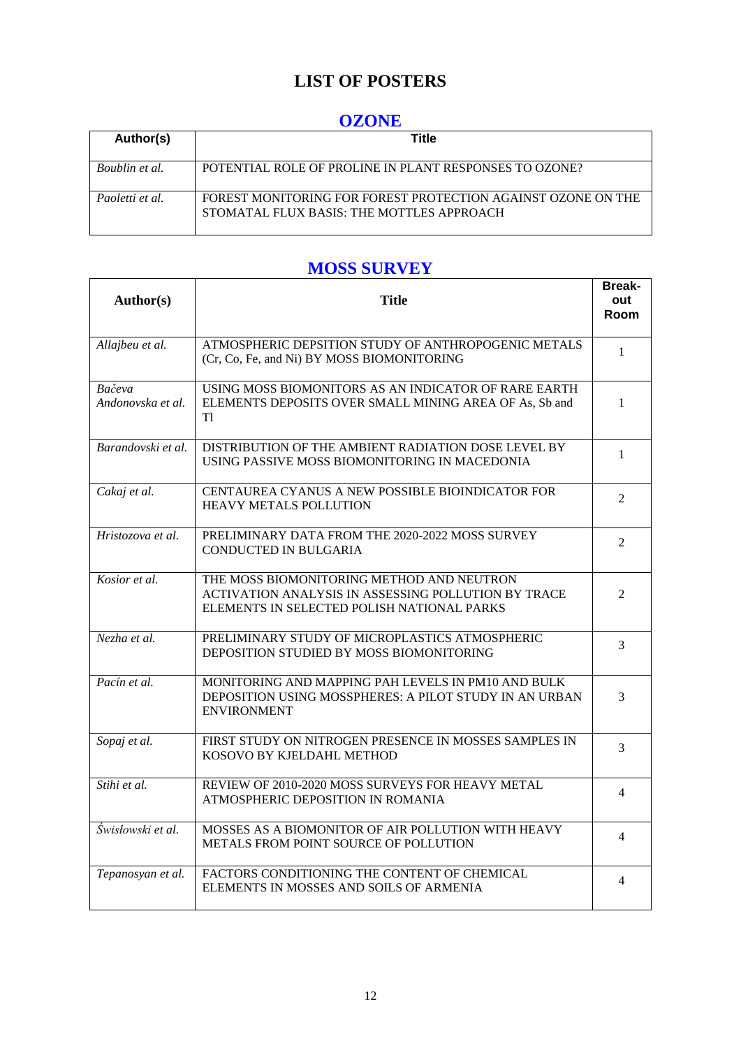# LIST OF POSTERS

## OZONE

| Author(s) | Title |
|---|---|
| *Boublin et al.* | POTENTIAL ROLE OF PROLINE IN PLANT RESPONSES TO OZONE? |
| *Paoletti et al.* | FOREST MONITORING FOR FOREST PROTECTION AGAINST OZONE ON THE STOMATAL FLUX BASIS: THE MOTTLES APPROACH |

## MOSS SURVEY

| Author(s) | Title | Break-out Room |
|---|---|---|
| *Allajbeu et al.* | ATMOSPHERIC DEPSITION STUDY OF ANTHROPOGENIC METALS (Cr, Co, Fe, and Ni) BY MOSS BIOMONITORING | 1 |
| *Bačeva Andonovska et al.* | USING MOSS BIOMONITORS AS AN INDICATOR OF RARE EARTH ELEMENTS DEPOSITS OVER SMALL MINING AREA OF As, Sb and Tl | 1 |
| *Barandovski et al.* | DISTRIBUTION OF THE AMBIENT RADIATION DOSE LEVEL BY USING PASSIVE MOSS BIOMONITORING IN MACEDONIA | 1 |
| *Cakaj et al.* | CENTAUREA CYANUS A NEW POSSIBLE BIOINDICATOR FOR HEAVY METALS POLLUTION | 2 |
| *Hristozova et al.* | PRELIMINARY DATA FROM THE 2020-2022 MOSS SURVEY CONDUCTED IN BULGARIA | 2 |
| *Kosior et al.* | THE MOSS BIOMONITORING METHOD AND NEUTRON ACTIVATION ANALYSIS IN ASSESSING POLLUTION BY TRACE ELEMENTS IN SELECTED POLISH NATIONAL PARKS | 2 |
| *Nezha et al.* | PRELIMINARY STUDY OF MICROPLASTICS ATMOSPHERIC DEPOSITION STUDIED BY MOSS BIOMONITORING | 3 |
| *Pacín et al.* | MONITORING AND MAPPING PAH LEVELS IN PM10 AND BULK DEPOSITION USING MOSSPHERES: A PILOT STUDY IN AN URBAN ENVIRONMENT | 3 |
| *Sopaj et al.* | FIRST STUDY ON NITROGEN PRESENCE IN MOSSES SAMPLES IN KOSOVO BY KJELDAHL METHOD | 3 |
| *Stihi et al.* | REVIEW OF 2010-2020 MOSS SURVEYS FOR HEAVY METAL ATMOSPHERIC DEPOSITION IN ROMANIA | 4 |
| *Świsłowski et al.* | MOSSES AS A BIOMONITOR OF AIR POLLUTION WITH HEAVY METALS FROM POINT SOURCE OF POLLUTION | 4 |
| *Tepanosyan et al.* | FACTORS CONDITIONING THE CONTENT OF CHEMICAL ELEMENTS IN MOSSES AND SOILS OF ARMENIA | 4 |